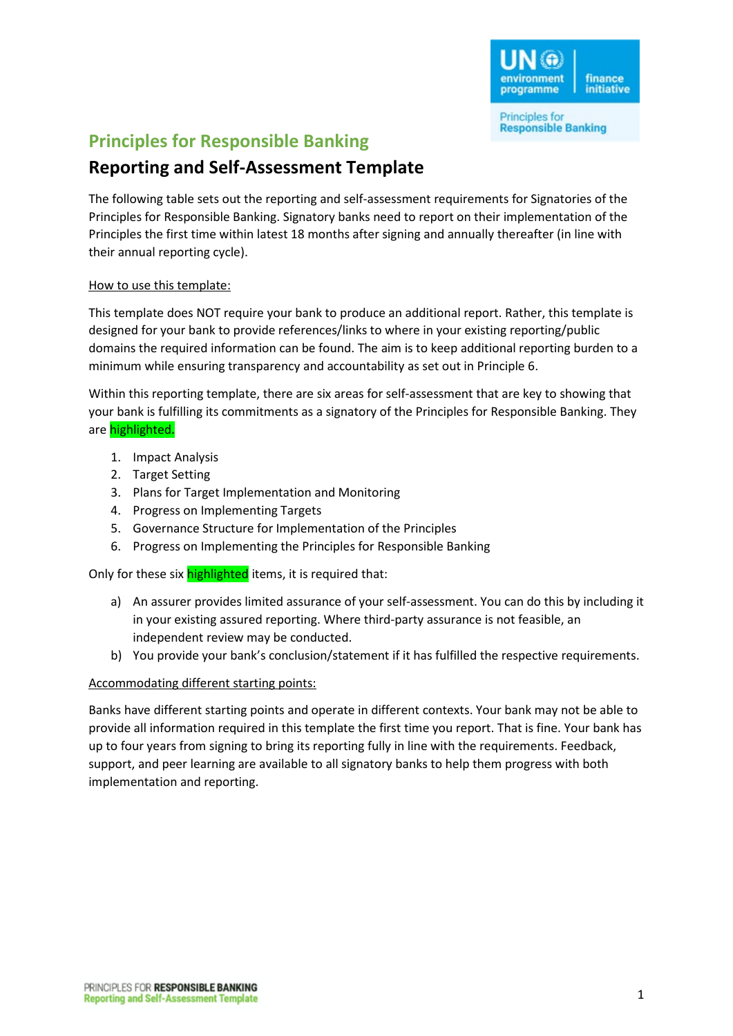# Principles for Responsible Banking

## Reporting and Self-Assessment Template

The following table sets out the reporting and self-assessment requirements for Signatories of the Principles for Responsible Banking. Signatory banks need to report on their implementation of the Principles the first time within latest 18 months after signing and annually thereafter (in line with their annual reporting cycle).

How to use this template:

This template does NOT require your bank to produce an additional report. Rather, this template is designed for your bank to provide references/links to where in your existing reporting/public domains the required information can be found. The aim is to keep additional reporting burden to a minimum while ensuring transparency and accountability as set out in Principle 6.

Within this reporting template, there are six areas for self-assessment that are key to showing that your bank is fulfilling its commitments as a signatory of the Principles for Responsible Banking. They are highlighted.

1. Impact Analysis
2. Target Setting
3. Plans for Target Implementation and Monitoring
4. Progress on Implementing Targets
5. Governance Structure for Implementation of the Principles
6. Progress on Implementing the Principles for Responsible Banking

Only for these six highlighted items, it is required that:

a) An assurer provides limited assurance of your self-assessment. You can do this by including it in your existing assured reporting. Where third-party assurance is not feasible, an independent review may be conducted.
b) You provide your bank's conclusion/statement if it has fulfilled the respective requirements.

Accommodating different starting points:

Banks have different starting points and operate in different contexts. Your bank may not be able to provide all information required in this template the first time you report. That is fine. Your bank has up to four years from signing to bring its reporting fully in line with the requirements. Feedback, support, and peer learning are available to all signatory banks to help them progress with both implementation and reporting.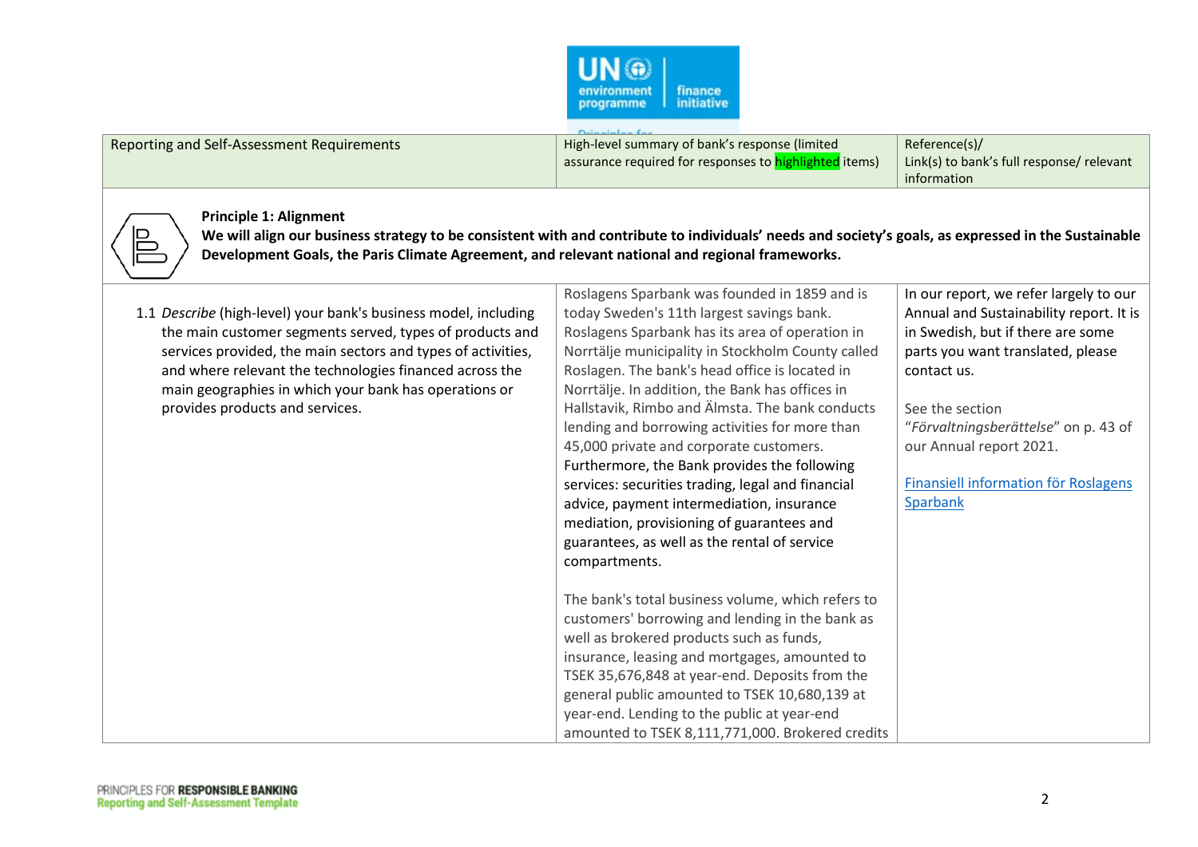| Reporting and Self-Assessment Requirements | High-level summary of bank's response (limited assurance required for responses to highlighted items) | Reference(s)/ Link(s) to bank's full response/ relevant information |
|---|---|---|

**Principle 1: Alignment**
**We will align our business strategy to be consistent with and contribute to individuals' needs and society's goals, as expressed in the Sustainable Development Goals, the Paris Climate Agreement, and relevant national and regional frameworks.**

| | | |
|---|---|---|
| 1.1 *Describe* (high-level) your bank's business model, including the main customer segments served, types of products and services provided, the main sectors and types of activities, and where relevant the technologies financed across the main geographies in which your bank has operations or provides products and services. | Roslagens Sparbank was founded in 1859 and is today Sweden's 11th largest savings bank. Roslagens Sparbank has its area of operation in Norrtälje municipality in Stockholm County called Roslagen. The bank's head office is located in Norrtälje. In addition, the Bank has offices in Hallstavik, Rimbo and Älmsta. The bank conducts lending and borrowing activities for more than 45,000 private and corporate customers. Furthermore, the Bank provides the following services: securities trading, legal and financial advice, payment intermediation, insurance mediation, provisioning of guarantees and guarantees, as well as the rental of service compartments.<br><br>The bank's total business volume, which refers to customers' borrowing and lending in the bank as well as brokered products such as funds, insurance, leasing and mortgages, amounted to TSEK 35,676,848 at year-end. Deposits from the general public amounted to TSEK 10,680,139 at year-end. Lending to the public at year-end amounted to TSEK 8,111,771,000. Brokered credits | In our report, we refer largely to our Annual and Sustainability report. It is in Swedish, but if there are some parts you want translated, please contact us.<br><br>See the section "*Förvaltningsberättelse*" on p. 43 of our Annual report 2021.<br><br>[Finansiell information för Roslagens Sparbank]() |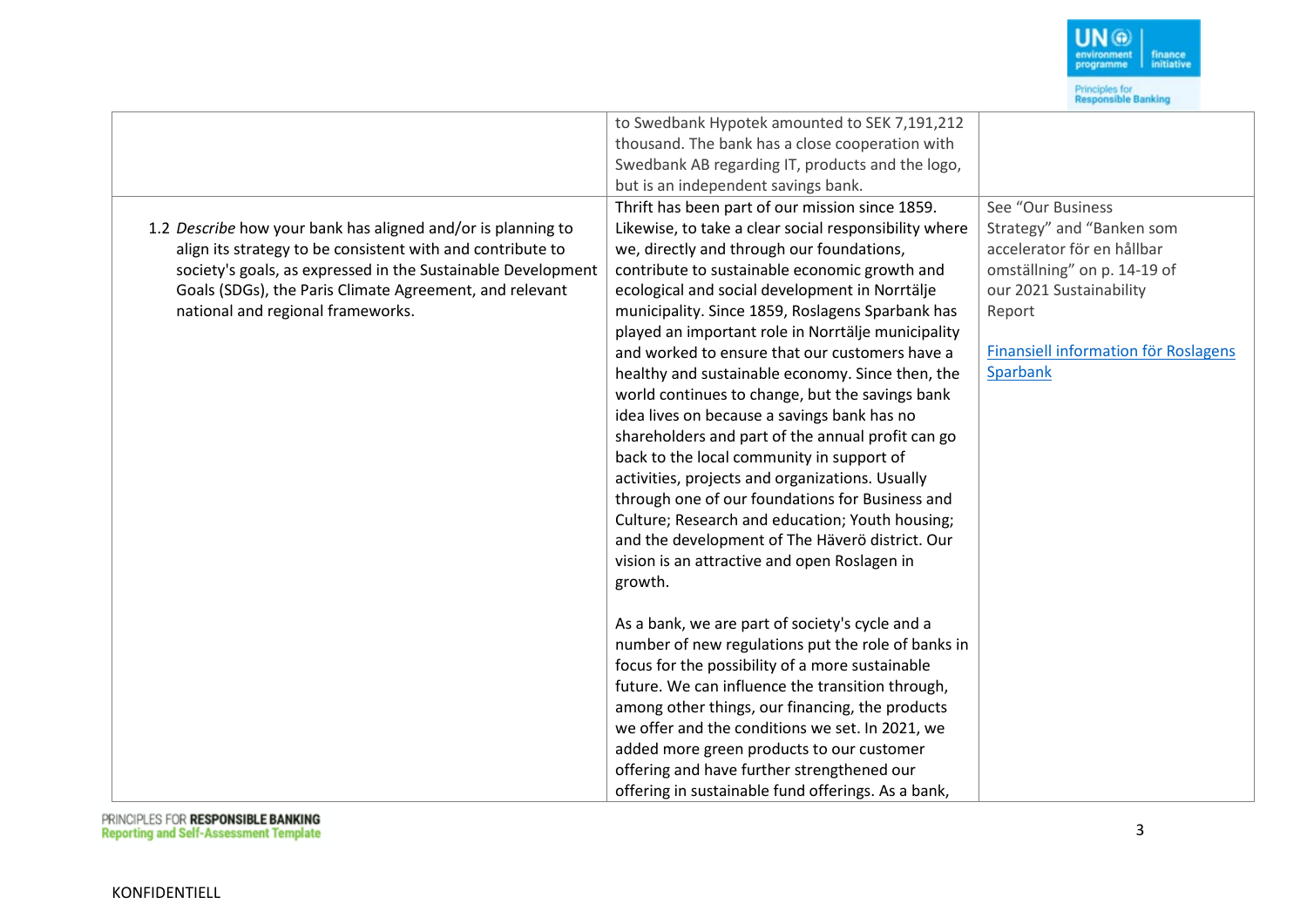| | | |
|---|---|---|
| | to Swedbank Hypotek amounted to SEK 7,191,212 thousand. The bank has a close cooperation with Swedbank AB regarding IT, products and the logo, but is an independent savings bank. | |
| 1.2 *Describe* how your bank has aligned and/or is planning to align its strategy to be consistent with and contribute to society's goals, as expressed in the Sustainable Development Goals (SDGs), the Paris Climate Agreement, and relevant national and regional frameworks. | Thrift has been part of our mission since 1859. Likewise, to take a clear social responsibility where we, directly and through our foundations, contribute to sustainable economic growth and ecological and social development in Norrtälje municipality. Since 1859, Roslagens Sparbank has played an important role in Norrtälje municipality and worked to ensure that our customers have a healthy and sustainable economy. Since then, the world continues to change, but the savings bank idea lives on because a savings bank has no shareholders and part of the annual profit can go back to the local community in support of activities, projects and organizations. Usually through one of our foundations for Business and Culture; Research and education; Youth housing; and the development of The Häverö district. Our vision is an attractive and open Roslagen in growth.<br><br>As a bank, we are part of society's cycle and a number of new regulations put the role of banks in focus for the possibility of a more sustainable future. We can influence the transition through, among other things, our financing, the products we offer and the conditions we set. In 2021, we added more green products to our customer offering and have further strengthened our offering in sustainable fund offerings. As a bank, | See "Our Business Strategy" and "Banken som accelerator för en hållbar omställning" on p. 14-19 of our 2021 Sustainability Report<br><br>Finansiell information för Roslagens Sparbank |

KONFIDENTIELL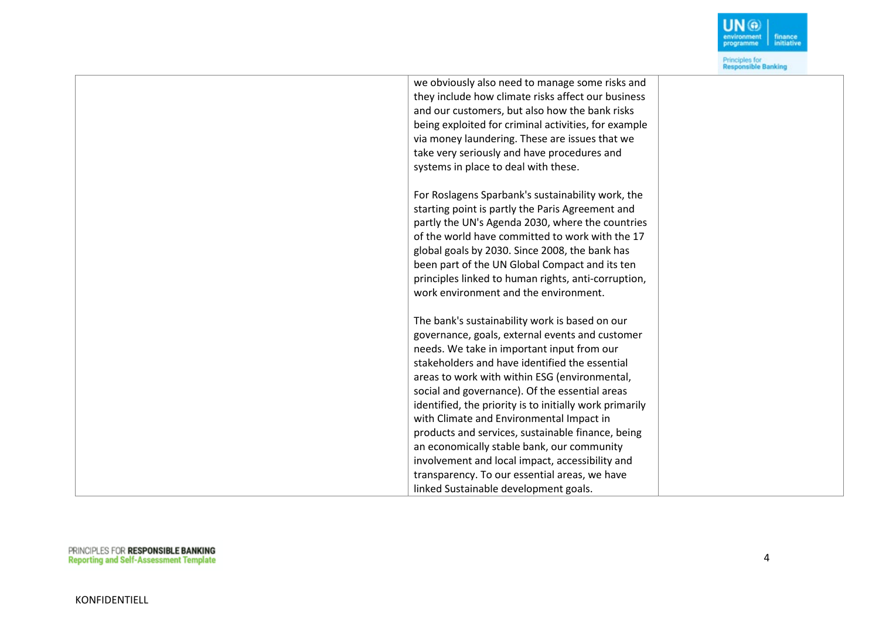| | | |
|---|---|---|
| | we obviously also need to manage some risks and they include how climate risks affect our business and our customers, but also how the bank risks being exploited for criminal activities, for example via money laundering. These are issues that we take very seriously and have procedures and systems in place to deal with these.<br><br>For Roslagens Sparbank's sustainability work, the starting point is partly the Paris Agreement and partly the UN's Agenda 2030, where the countries of the world have committed to work with the 17 global goals by 2030. Since 2008, the bank has been part of the UN Global Compact and its ten principles linked to human rights, anti-corruption, work environment and the environment.<br><br>The bank's sustainability work is based on our governance, goals, external events and customer needs. We take in important input from our stakeholders and have identified the essential areas to work with within ESG (environmental, social and governance). Of the essential areas identified, the priority is to initially work primarily with Climate and Environmental Impact in products and services, sustainable finance, being an economically stable bank, our community involvement and local impact, accessibility and transparency. To our essential areas, we have linked Sustainable development goals. | |

KONFIDENTIELL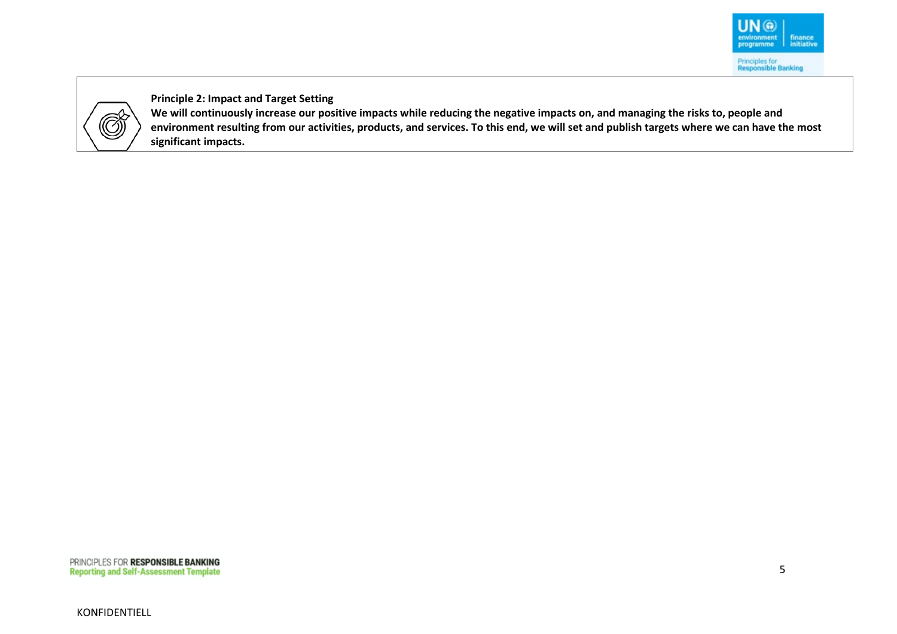**Principle 2: Impact and Target Setting**

**We will continuously increase our positive impacts while reducing the negative impacts on, and managing the risks to, people and environment resulting from our activities, products, and services. To this end, we will set and publish targets where we can have the most significant impacts.**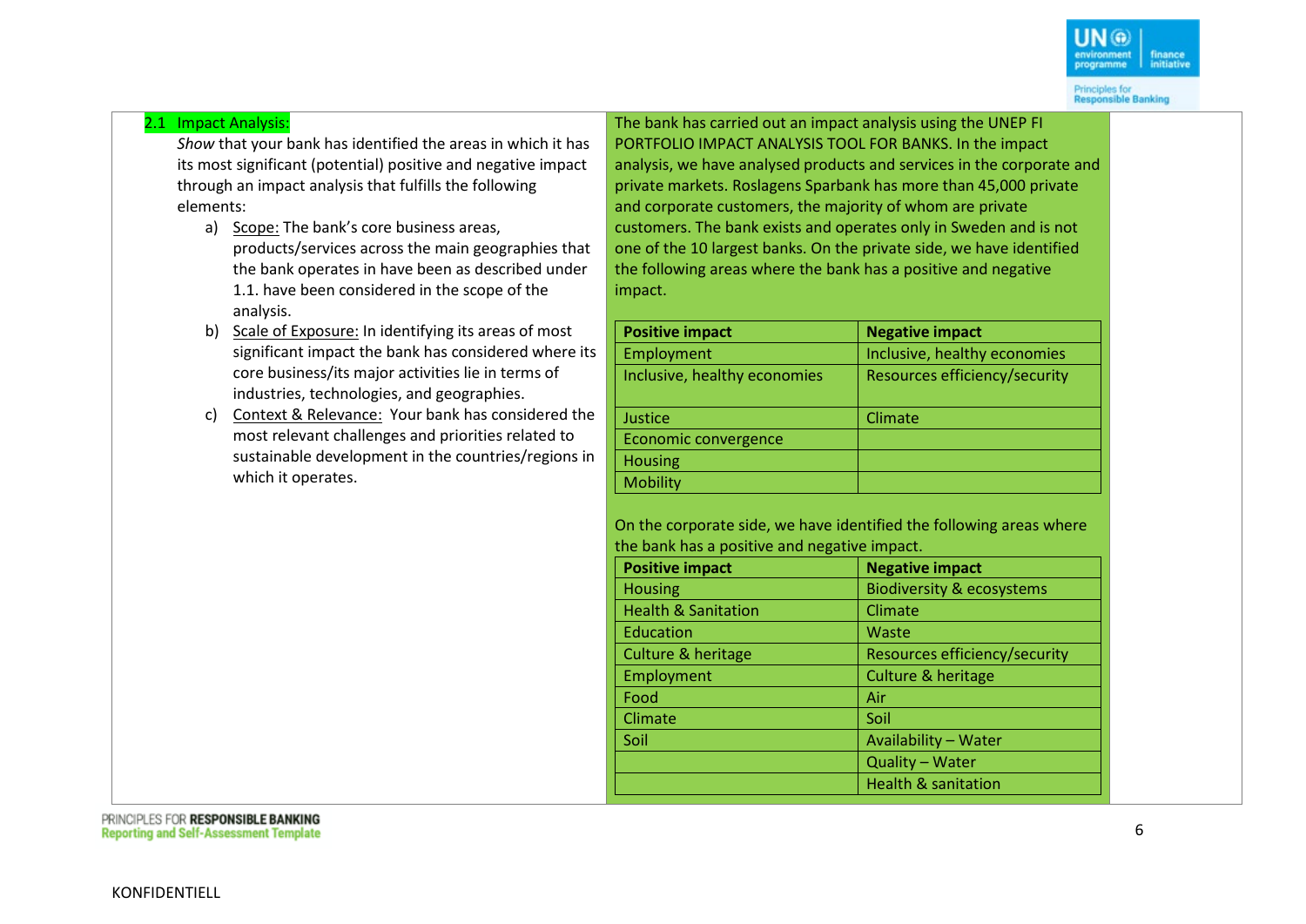## 2.1 Impact Analysis:

*Show* that your bank has identified the areas in which it has its most significant (potential) positive and negative impact through an impact analysis that fulfills the following elements:

a) Scope: The bank's core business areas, products/services across the main geographies that the bank operates in have been as described under 1.1. have been considered in the scope of the analysis.

b) Scale of Exposure: In identifying its areas of most significant impact the bank has considered where its core business/its major activities lie in terms of industries, technologies, and geographies.

c) Context & Relevance: Your bank has considered the most relevant challenges and priorities related to sustainable development in the countries/regions in which it operates.

The bank has carried out an impact analysis using the UNEP FI PORTFOLIO IMPACT ANALYSIS TOOL FOR BANKS. In the impact analysis, we have analysed products and services in the corporate and private markets. Roslagens Sparbank has more than 45,000 private and corporate customers, the majority of whom are private customers. The bank exists and operates only in Sweden and is not one of the 10 largest banks. On the private side, we have identified the following areas where the bank has a positive and negative impact.

| Positive impact | Negative impact |
|---|---|
| Employment | Inclusive, healthy economies |
| Inclusive, healthy economies | Resources efficiency/security |
| Justice | Climate |
| Economic convergence | |
| Housing | |
| Mobility | |

On the corporate side, we have identified the following areas where the bank has a positive and negative impact.

| Positive impact | Negative impact |
|---|---|
| Housing | Biodiversity & ecosystems |
| Health & Sanitation | Climate |
| Education | Waste |
| Culture & heritage | Resources efficiency/security |
| Employment | Culture & heritage |
| Food | Air |
| Climate | Soil |
| Soil | Availability – Water |
| | Quality – Water |
| | Health & sanitation |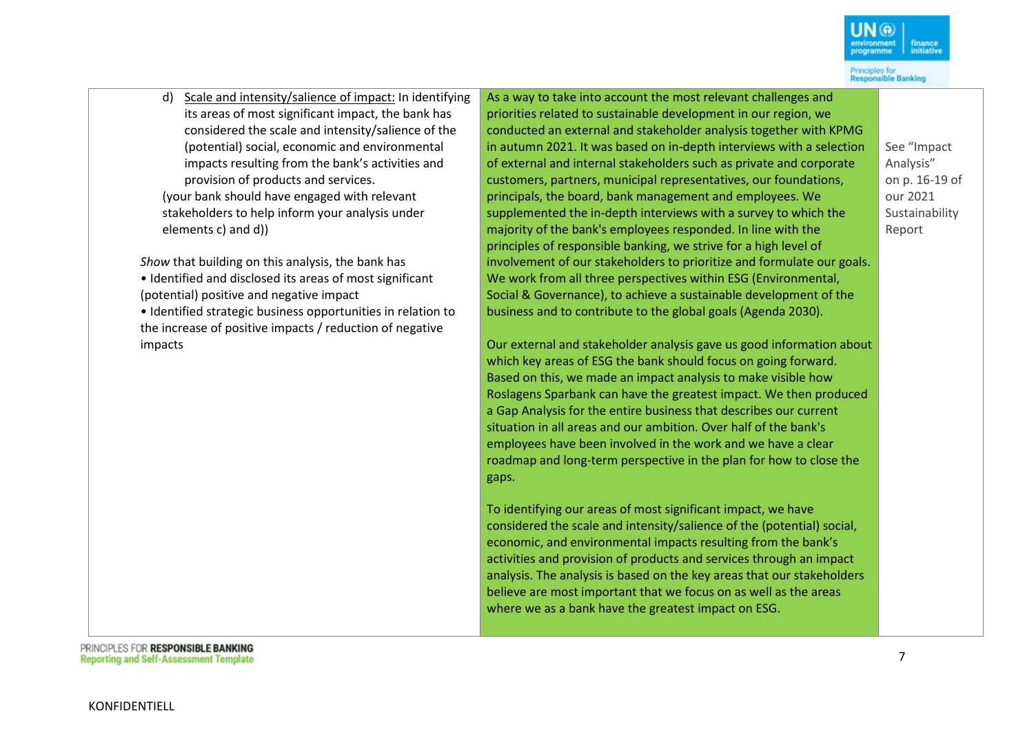| | | |
|---|---|---|
| d) <u>Scale and intensity/salience of impact:</u> In identifying its areas of most significant impact, the bank has considered the scale and intensity/salience of the (potential) social, economic and environmental impacts resulting from the bank's activities and provision of products and services.<br>(your bank should have engaged with relevant stakeholders to help inform your analysis under elements c) and d))<br><br>*Show* that building on this analysis, the bank has<br>• Identified and disclosed its areas of most significant (potential) positive and negative impact<br>• Identified strategic business opportunities in relation to the increase of positive impacts / reduction of negative impacts | As a way to take into account the most relevant challenges and priorities related to sustainable development in our region, we conducted an external and stakeholder analysis together with KPMG in autumn 2021. It was based on in-depth interviews with a selection of external and internal stakeholders such as private and corporate customers, partners, municipal representatives, our foundations, principals, the board, bank management and employees. We supplemented the in-depth interviews with a survey to which the majority of the bank's employees responded. In line with the principles of responsible banking, we strive for a high level of involvement of our stakeholders to prioritize and formulate our goals. We work from all three perspectives within ESG (Environmental, Social & Governance), to achieve a sustainable development of the business and to contribute to the global goals (Agenda 2030).<br><br>Our external and stakeholder analysis gave us good information about which key areas of ESG the bank should focus on going forward. Based on this, we made an impact analysis to make visible how Roslagens Sparbank can have the greatest impact. We then produced a Gap Analysis for the entire business that describes our current situation in all areas and our ambition. Over half of the bank's employees have been involved in the work and we have a clear roadmap and long-term perspective in the plan for how to close the gaps.<br><br>To identifying our areas of most significant impact, we have considered the scale and intensity/salience of the (potential) social, economic, and environmental impacts resulting from the bank's activities and provision of products and services through an impact analysis. The analysis is based on the key areas that our stakeholders believe are most important that we focus on as well as the areas where we as a bank have the greatest impact on ESG. | See "Impact Analysis" on p. 16-19 of our 2021 Sustainability Report |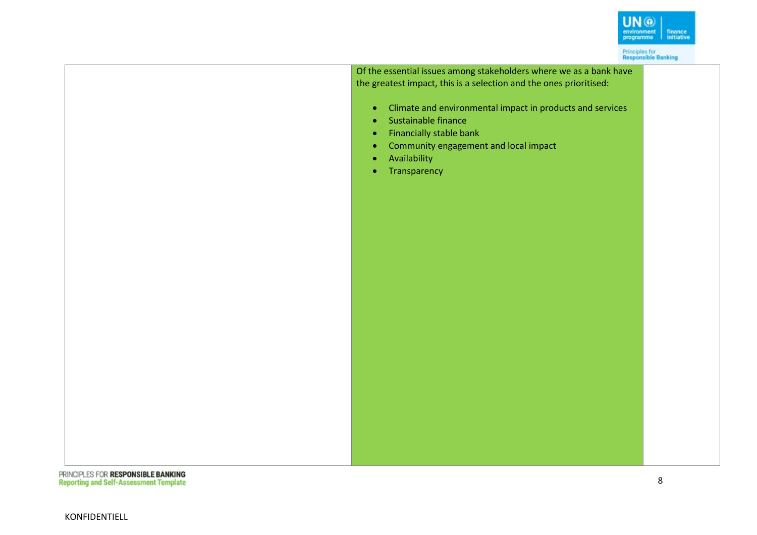| | | |
|---|---|---|
| | Of the essential issues among stakeholders where we as a bank have the greatest impact, this is a selection and the ones prioritised:<br><br>• Climate and environmental impact in products and services<br>• Sustainable finance<br>• Financially stable bank<br>• Community engagement and local impact<br>• Availability<br>• Transparency | |

KONFIDENTIELL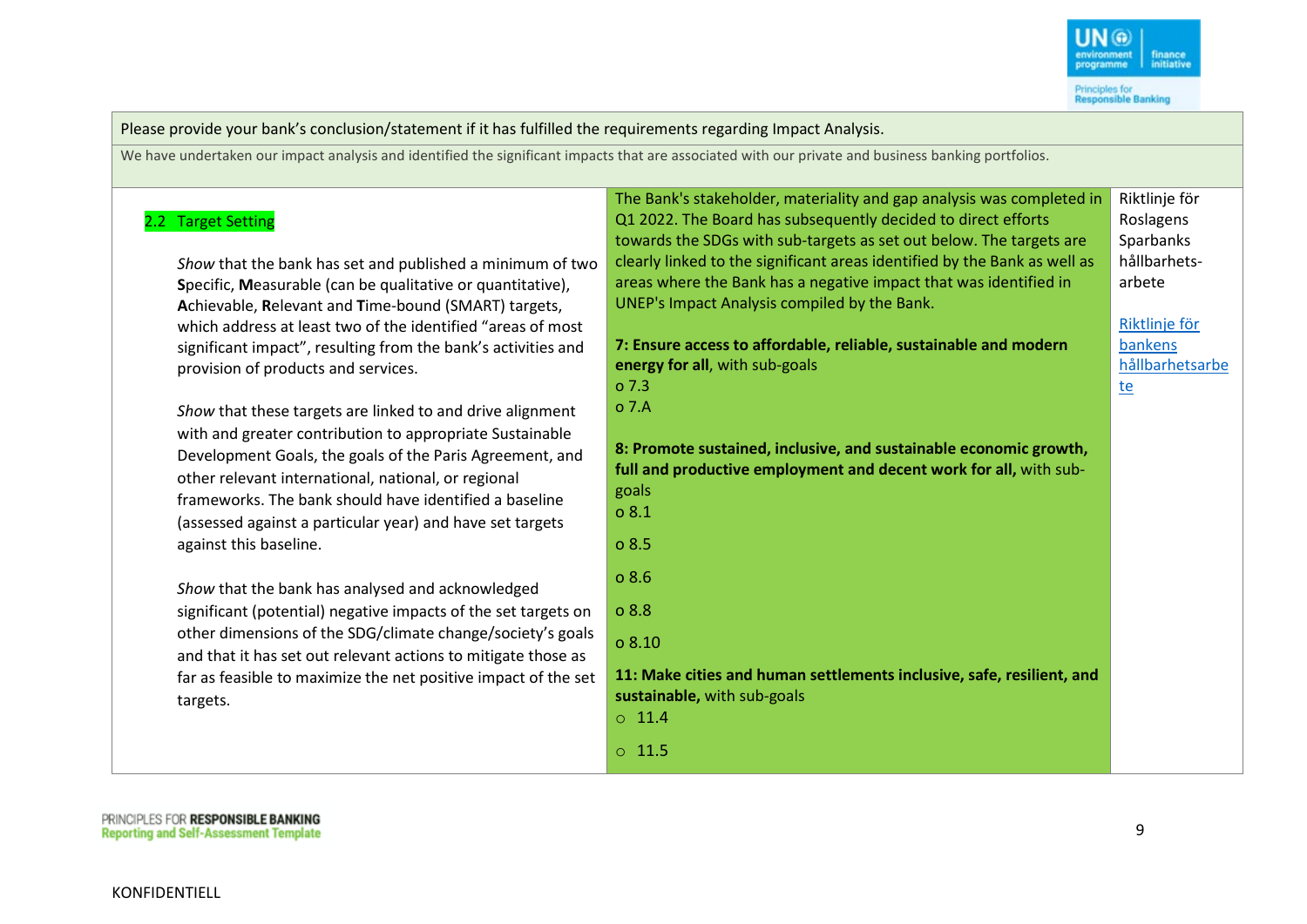| Please provide your bank's conclusion/statement if it has fulfilled the requirements regarding Impact Analysis. | | |
|---|---|---|
| We have undertaken our impact analysis and identified the significant impacts that are associated with our private and business banking portfolios. | | |
| **2.2 Target Setting**<br><br>*Show* that the bank has set and published a minimum of two **S**pecific, **M**easurable (can be qualitative or quantitative), **A**chievable, **R**elevant and **T**ime-bound (SMART) targets, which address at least two of the identified "areas of most significant impact", resulting from the bank's activities and provision of products and services.<br><br>*Show* that these targets are linked to and drive alignment with and greater contribution to appropriate Sustainable Development Goals, the goals of the Paris Agreement, and other relevant international, national, or regional frameworks. The bank should have identified a baseline (assessed against a particular year) and have set targets against this baseline.<br><br>*Show* that the bank has analysed and acknowledged significant (potential) negative impacts of the set targets on other dimensions of the SDG/climate change/society's goals and that it has set out relevant actions to mitigate those as far as feasible to maximize the net positive impact of the set targets. | The Bank's stakeholder, materiality and gap analysis was completed in Q1 2022. The Board has subsequently decided to direct efforts towards the SDGs with sub-targets as set out below. The targets are clearly linked to the significant areas identified by the Bank as well as areas where the Bank has a negative impact that was identified in UNEP's Impact Analysis compiled by the Bank.<br><br>**7: Ensure access to affordable, reliable, sustainable and modern energy for all**, with sub-goals<br>o 7.3<br>o 7.A<br><br>**8: Promote sustained, inclusive, and sustainable economic growth, full and productive employment and decent work for all,** with sub-goals<br>o 8.1<br>o 8.5<br>o 8.6<br>o 8.8<br>o 8.10<br><br>**11: Make cities and human settlements inclusive, safe, resilient, and sustainable,** with sub-goals<br>o 11.4<br>o 11.5 | Riktlinje för Roslagens Sparbanks hållbarhets-arbete<br><br>Riktlinje för bankens hållbarhetsarbete |

KONFIDENTIELL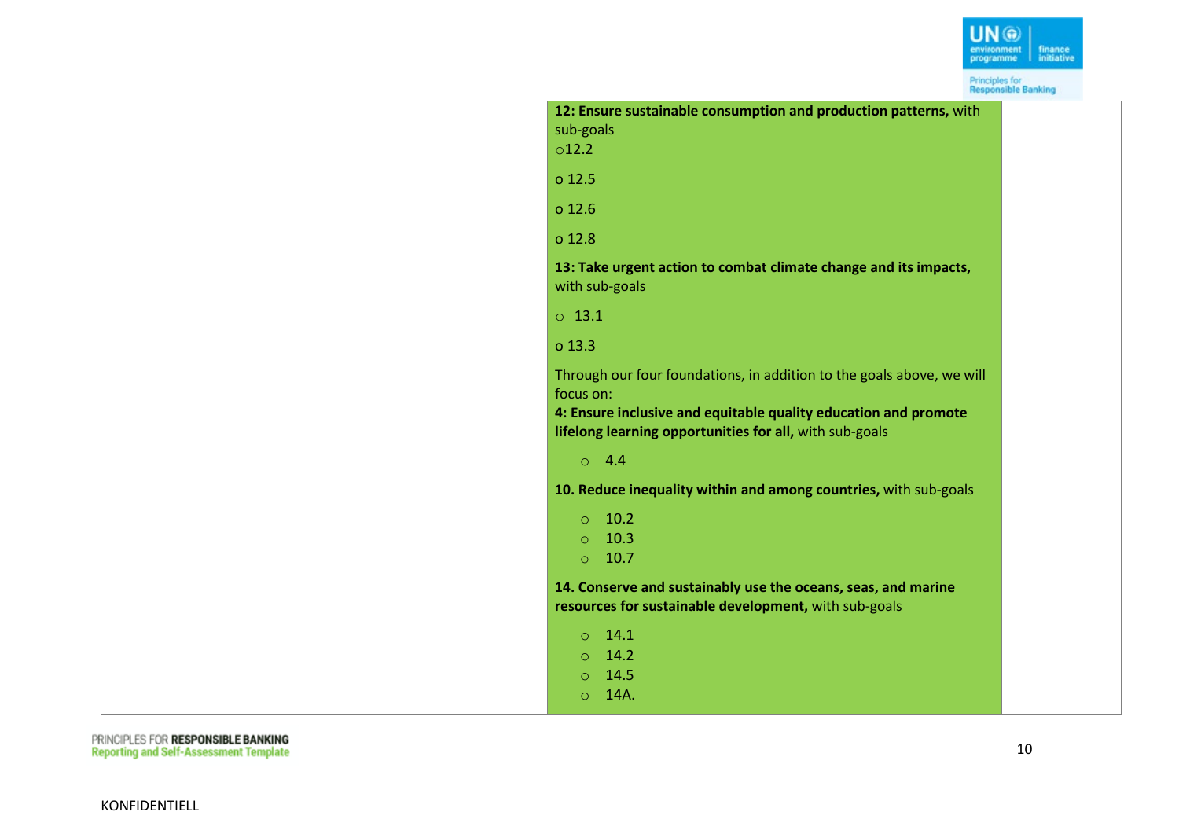| | | |
|---|---|---|
| | **12: Ensure sustainable consumption and production patterns,** with sub-goals<br>o 12.2<br>o 12.5<br>o 12.6<br>o 12.8<br>**13: Take urgent action to combat climate change and its impacts,** with sub-goals<br>o 13.1<br>o 13.3<br>Through our four foundations, in addition to the goals above, we will focus on:<br>**4: Ensure inclusive and equitable quality education and promote lifelong learning opportunities for all,** with sub-goals<br>o 4.4<br>**10. Reduce inequality within and among countries,** with sub-goals<br>o 10.2<br>o 10.3<br>o 10.7<br>**14. Conserve and sustainably use the oceans, seas, and marine resources for sustainable development,** with sub-goals<br>o 14.1<br>o 14.2<br>o 14.5<br>o 14A. | |

KONFIDENTIELL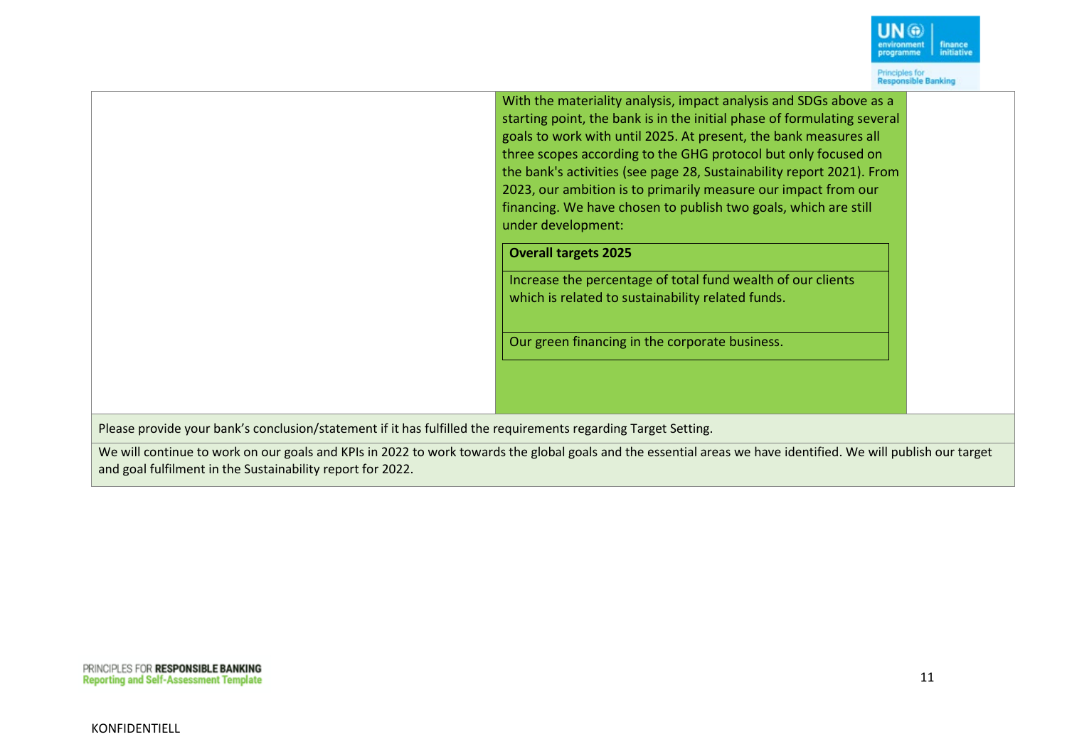| | | |
|---|---|---|
| | With the materiality analysis, impact analysis and SDGs above as a starting point, the bank is in the initial phase of formulating several goals to work with until 2025. At present, the bank measures all three scopes according to the GHG protocol but only focused on the bank's activities (see page 28, Sustainability report 2021). From 2023, our ambition is to primarily measure our impact from our financing. We have chosen to publish two goals, which are still under development: | |

| **Overall targets 2025** |
|---|
| Increase the percentage of total fund wealth of our clients which is related to sustainability related funds. |
| Our green financing in the corporate business. |

Please provide your bank's conclusion/statement if it has fulfilled the requirements regarding Target Setting.

We will continue to work on our goals and KPIs in 2022 to work towards the global goals and the essential areas we have identified. We will publish our target and goal fulfilment in the Sustainability report for 2022.

KONFIDENTIELL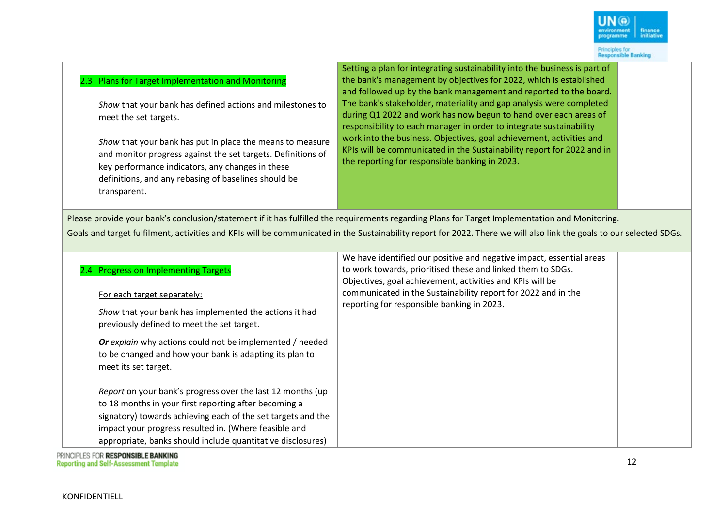| | | |
|---|---|---|
| **2.3 Plans for Target Implementation and Monitoring**<br><br>*Show* that your bank has defined actions and milestones to meet the set targets.<br><br>*Show* that your bank has put in place the means to measure and monitor progress against the set targets. Definitions of key performance indicators, any changes in these definitions, and any rebasing of baselines should be transparent. | Setting a plan for integrating sustainability into the business is part of the bank's management by objectives for 2022, which is established and followed up by the bank management and reported to the board. The bank's stakeholder, materiality and gap analysis were completed during Q1 2022 and work has now begun to hand over each areas of responsibility to each manager in order to integrate sustainability work into the business. Objectives, goal achievement, activities and KPIs will be communicated in the Sustainability report for 2022 and in the reporting for responsible banking in 2023. | |

Please provide your bank's conclusion/statement if it has fulfilled the requirements regarding Plans for Target Implementation and Monitoring.

Goals and target fulfilment, activities and KPIs will be communicated in the Sustainability report for 2022. There we will also link the goals to our selected SDGs.

| | | |
|---|---|---|
| **2.4 Progress on Implementing Targets**<br><br><u>For each target separately:</u><br><br>*Show* that your bank has implemented the actions it had previously defined to meet the set target.<br><br>***Or*** *explain* why actions could not be implemented / needed to be changed and how your bank is adapting its plan to meet its set target.<br><br>*Report* on your bank's progress over the last 12 months (up to 18 months in your first reporting after becoming a signatory) towards achieving each of the set targets and the impact your progress resulted in. (Where feasible and appropriate, banks should include quantitative disclosures) | We have identified our positive and negative impact, essential areas to work towards, prioritised these and linked them to SDGs. Objectives, goal achievement, activities and KPIs will be communicated in the Sustainability report for 2022 and in the reporting for responsible banking in 2023. | |

KONFIDENTIELL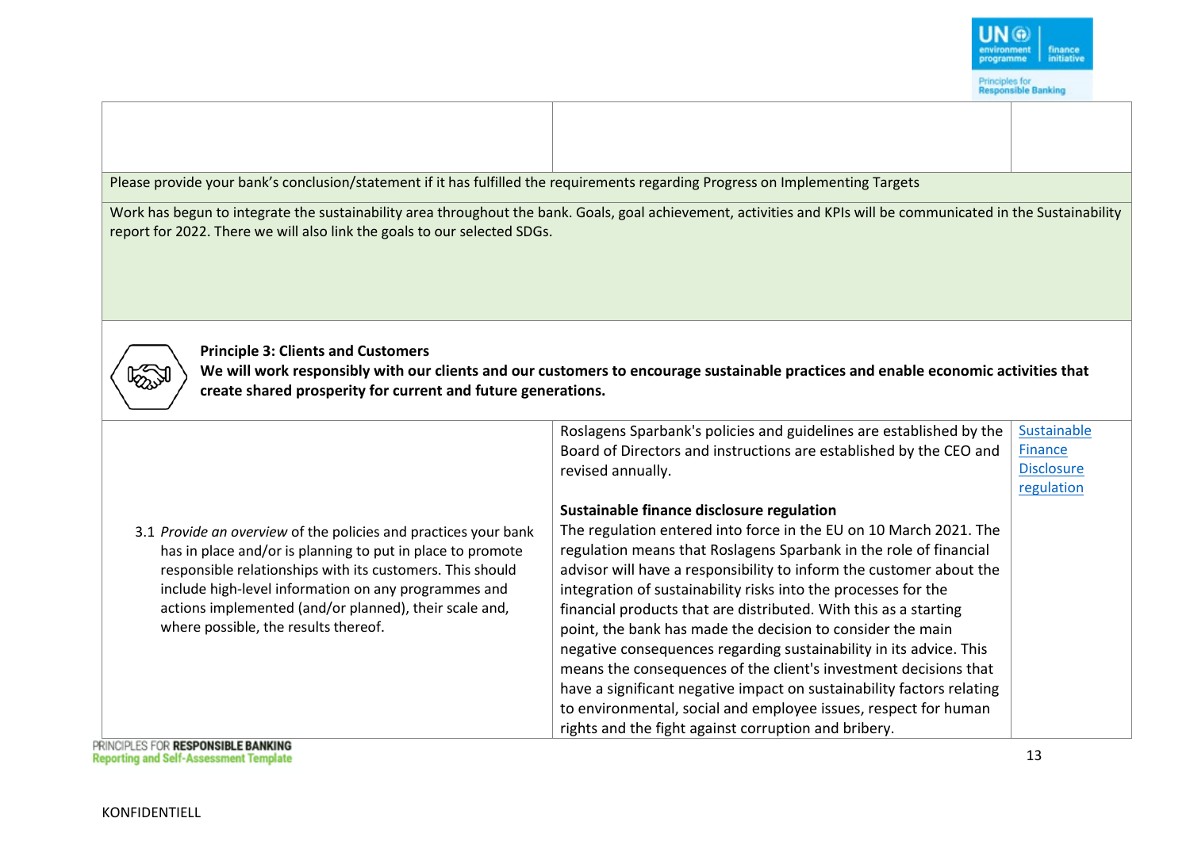| | | |
|---|---|---|
| | | |

Please provide your bank's conclusion/statement if it has fulfilled the requirements regarding Progress on Implementing Targets

Work has begun to integrate the sustainability area throughout the bank. Goals, goal achievement, activities and KPIs will be communicated in the Sustainability report for 2022. There we will also link the goals to our selected SDGs.

**Principle 3: Clients and Customers**

**We will work responsibly with our clients and our customers to encourage sustainable practices and enable economic activities that create shared prosperity for current and future generations.**

| | | |
|---|---|---|
| 3.1 *Provide an overview* of the policies and practices your bank has in place and/or is planning to put in place to promote responsible relationships with its customers. This should include high-level information on any programmes and actions implemented (and/or planned), their scale and, where possible, the results thereof. | Roslagens Sparbank's policies and guidelines are established by the Board of Directors and instructions are established by the CEO and revised annually.<br><br>**Sustainable finance disclosure regulation**<br>The regulation entered into force in the EU on 10 March 2021. The regulation means that Roslagens Sparbank in the role of financial advisor will have a responsibility to inform the customer about the integration of sustainability risks into the processes for the financial products that are distributed. With this as a starting point, the bank has made the decision to consider the main negative consequences regarding sustainability in its advice. This means the consequences of the client's investment decisions that have a significant negative impact on sustainability factors relating to environmental, social and employee issues, respect for human rights and the fight against corruption and bribery. | Sustainable Finance Disclosure regulation |

KONFIDENTIELL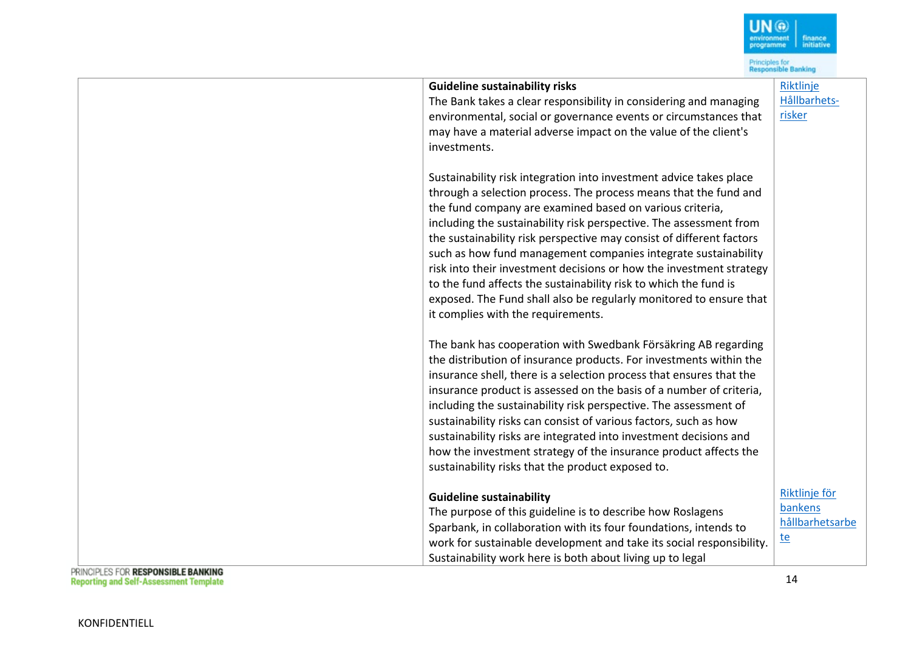| | | |
|---|---|---|
| | **Guideline sustainability risks**<br>The Bank takes a clear responsibility in considering and managing environmental, social or governance events or circumstances that may have a material adverse impact on the value of the client's investments.<br><br>Sustainability risk integration into investment advice takes place through a selection process. The process means that the fund and the fund company are examined based on various criteria, including the sustainability risk perspective. The assessment from the sustainability risk perspective may consist of different factors such as how fund management companies integrate sustainability risk into their investment decisions or how the investment strategy to the fund affects the sustainability risk to which the fund is exposed. The Fund shall also be regularly monitored to ensure that it complies with the requirements.<br><br>The bank has cooperation with Swedbank Försäkring AB regarding the distribution of insurance products. For investments within the insurance shell, there is a selection process that ensures that the insurance product is assessed on the basis of a number of criteria, including the sustainability risk perspective. The assessment of sustainability risks can consist of various factors, such as how sustainability risks are integrated into investment decisions and how the investment strategy of the insurance product affects the sustainability risks that the product exposed to. | Riktlinje Hållbarhets-risker |
| | **Guideline sustainability**<br>The purpose of this guideline is to describe how Roslagens Sparbank, in collaboration with its four foundations, intends to work for sustainable development and take its social responsibility. Sustainability work here is both about living up to legal | Riktlinje för bankens hållbarhetsarbete |

KONFIDENTIELL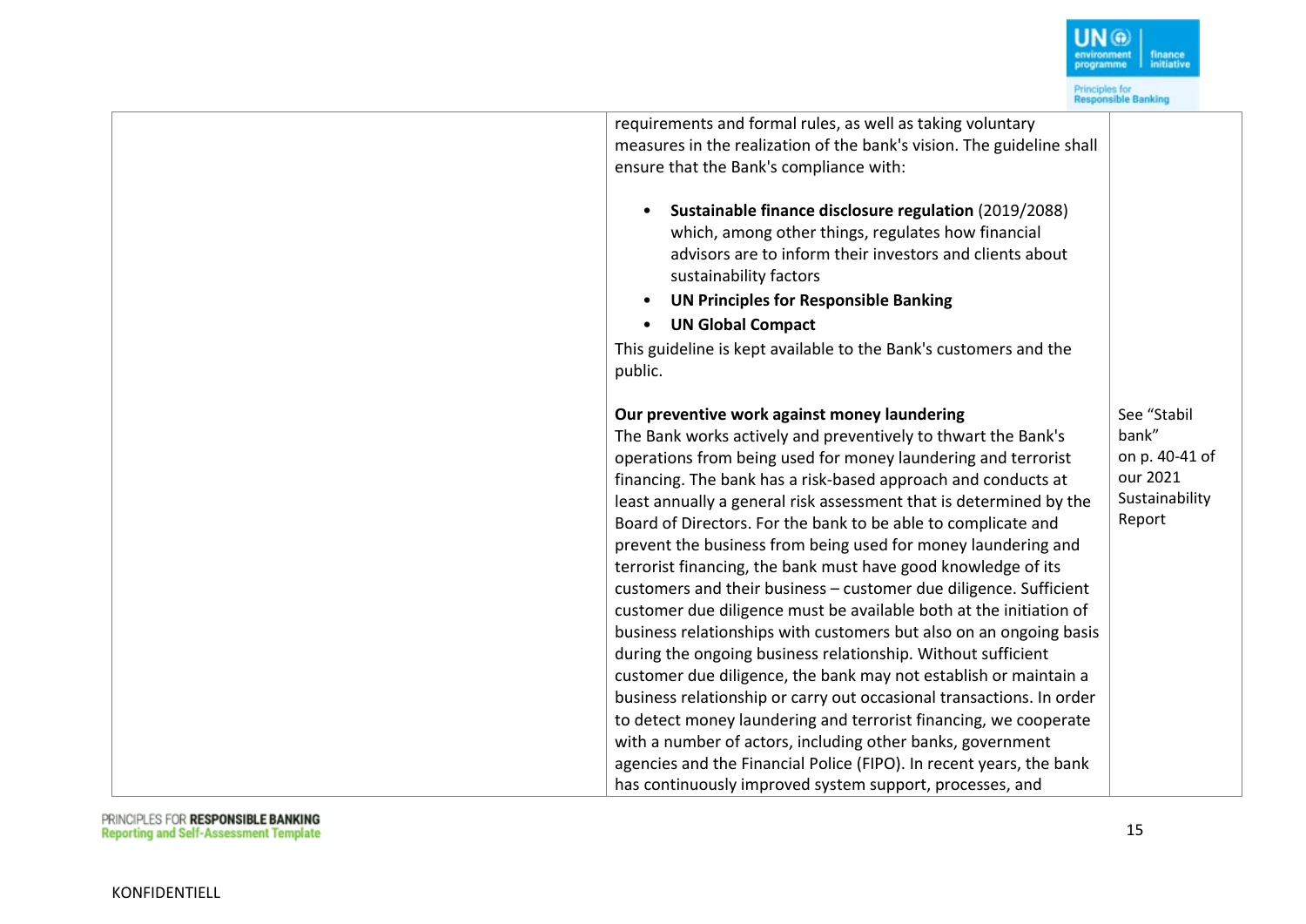| | | |
|---|---|---|
| | requirements and formal rules, as well as taking voluntary measures in the realization of the bank's vision. The guideline shall ensure that the Bank's compliance with:<br><br>• **Sustainable finance disclosure regulation** (2019/2088) which, among other things, regulates how financial advisors are to inform their investors and clients about sustainability factors<br>• **UN Principles for Responsible Banking**<br>• **UN Global Compact**<br><br>This guideline is kept available to the Bank's customers and the public. | |
| | **Our preventive work against money laundering**<br>The Bank works actively and preventively to thwart the Bank's operations from being used for money laundering and terrorist financing. The bank has a risk-based approach and conducts at least annually a general risk assessment that is determined by the Board of Directors. For the bank to be able to complicate and prevent the business from being used for money laundering and terrorist financing, the bank must have good knowledge of its customers and their business – customer due diligence. Sufficient customer due diligence must be available both at the initiation of business relationships with customers but also on an ongoing basis during the ongoing business relationship. Without sufficient customer due diligence, the bank may not establish or maintain a business relationship or carry out occasional transactions. In order to detect money laundering and terrorist financing, we cooperate with a number of actors, including other banks, government agencies and the Financial Police (FIPO). In recent years, the bank has continuously improved system support, processes, and | See "Stabil bank" on p. 40-41 of our 2021 Sustainability Report |

KONFIDENTIELL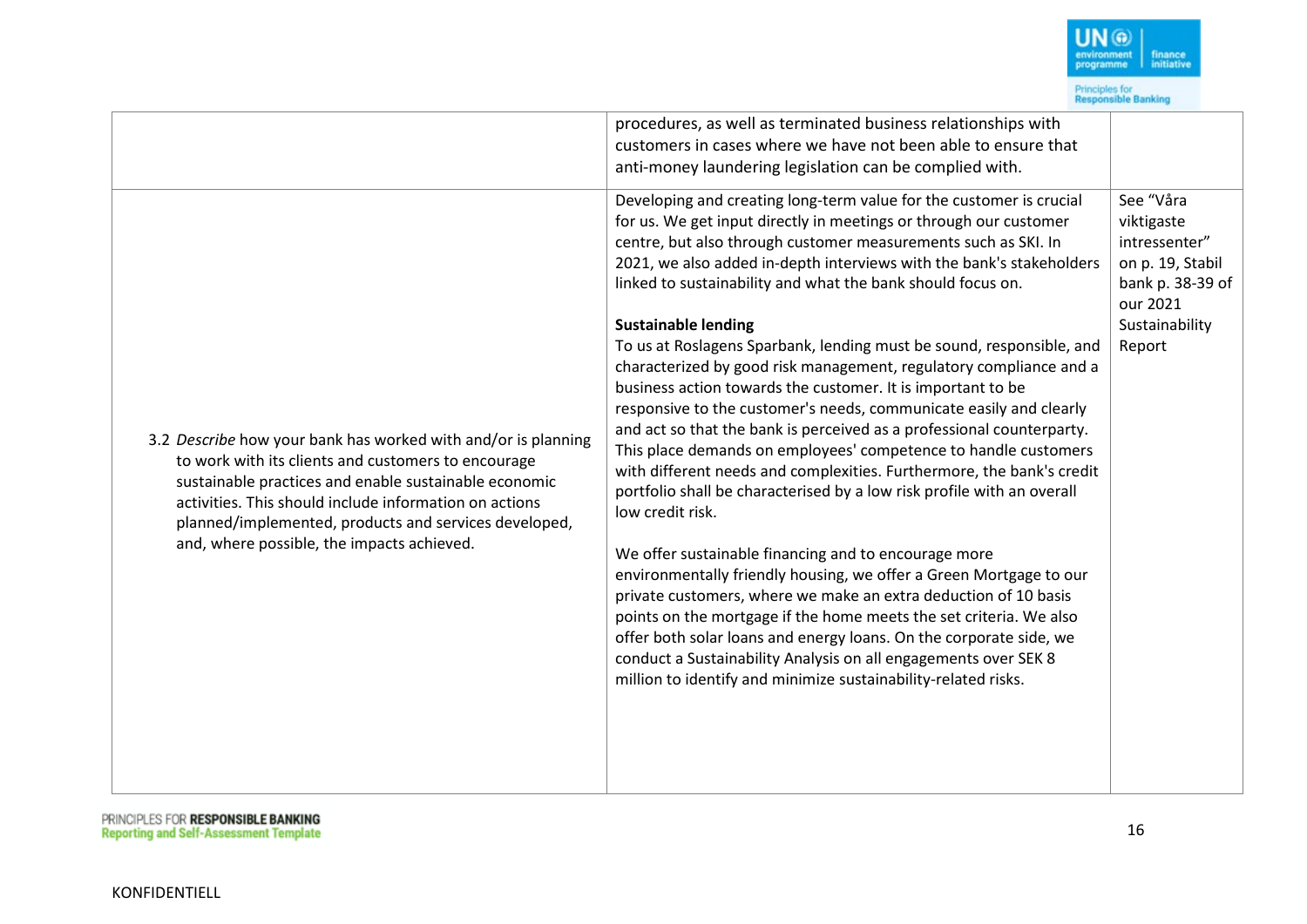| | | |
|---|---|---|
| | procedures, as well as terminated business relationships with customers in cases where we have not been able to ensure that anti-money laundering legislation can be complied with. | |
| 3.2 *Describe* how your bank has worked with and/or is planning to work with its clients and customers to encourage sustainable practices and enable sustainable economic activities. This should include information on actions planned/implemented, products and services developed, and, where possible, the impacts achieved. | Developing and creating long-term value for the customer is crucial for us. We get input directly in meetings or through our customer centre, but also through customer measurements such as SKI. In 2021, we also added in-depth interviews with the bank's stakeholders linked to sustainability and what the bank should focus on.<br><br>**Sustainable lending**<br>To us at Roslagens Sparbank, lending must be sound, responsible, and characterized by good risk management, regulatory compliance and a business action towards the customer. It is important to be responsive to the customer's needs, communicate easily and clearly and act so that the bank is perceived as a professional counterparty. This place demands on employees' competence to handle customers with different needs and complexities. Furthermore, the bank's credit portfolio shall be characterised by a low risk profile with an overall low credit risk.<br><br>We offer sustainable financing and to encourage more environmentally friendly housing, we offer a Green Mortgage to our private customers, where we make an extra deduction of 10 basis points on the mortgage if the home meets the set criteria. We also offer both solar loans and energy loans. On the corporate side, we conduct a Sustainability Analysis on all engagements over SEK 8 million to identify and minimize sustainability-related risks. | See "Våra viktigaste intressenter" on p. 19, Stabil bank p. 38-39 of our 2021 Sustainability Report |

KONFIDENTIELL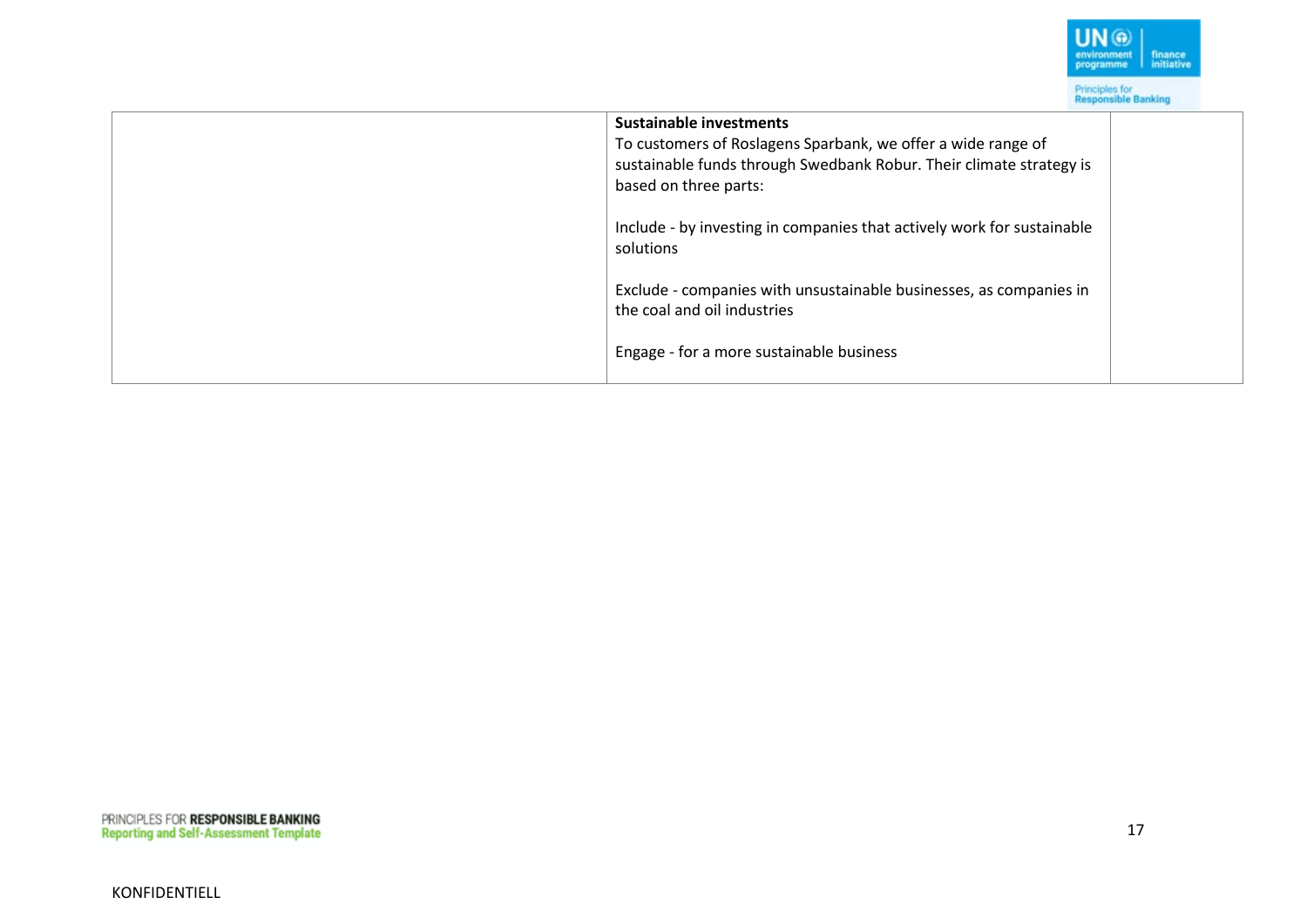| | **Sustainable investments**<br>To customers of Roslagens Sparbank, we offer a wide range of sustainable funds through Swedbank Robur. Their climate strategy is based on three parts:<br><br>Include - by investing in companies that actively work for sustainable solutions<br><br>Exclude - companies with unsustainable businesses, as companies in the coal and oil industries<br><br>Engage - for a more sustainable business | |
|---|---|---|

KONFIDENTIELL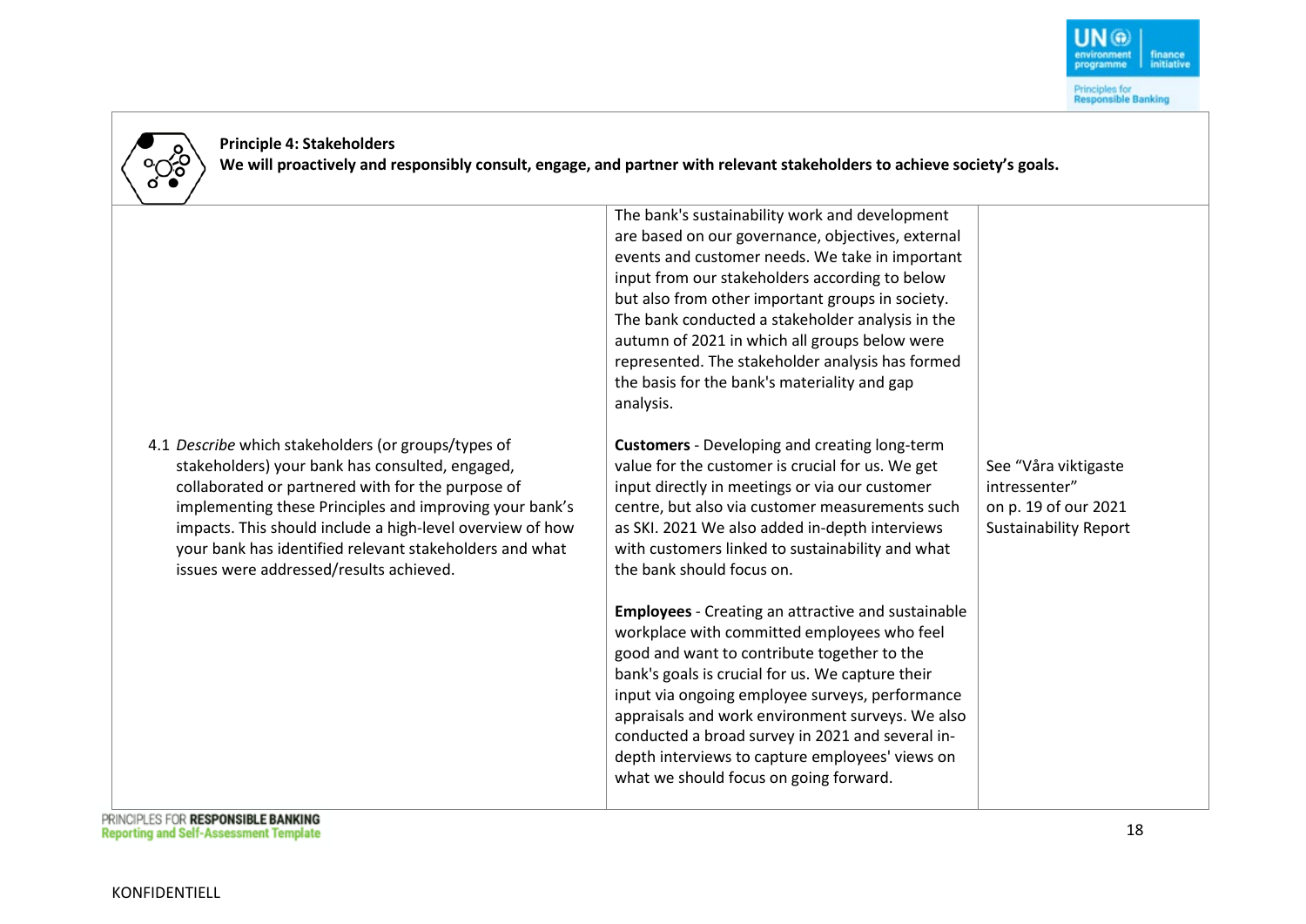**Principle 4: Stakeholders**

**We will proactively and responsibly consult, engage, and partner with relevant stakeholders to achieve society's goals.**

| | | |
|---|---|---|
| 4.1 *Describe* which stakeholders (or groups/types of stakeholders) your bank has consulted, engaged, collaborated or partnered with for the purpose of implementing these Principles and improving your bank's impacts. This should include a high-level overview of how your bank has identified relevant stakeholders and what issues were addressed/results achieved. | The bank's sustainability work and development are based on our governance, objectives, external events and customer needs. We take in important input from our stakeholders according to below but also from other important groups in society. The bank conducted a stakeholder analysis in the autumn of 2021 in which all groups below were represented. The stakeholder analysis has formed the basis for the bank's materiality and gap analysis.<br><br>**Customers** - Developing and creating long-term value for the customer is crucial for us. We get input directly in meetings or via our customer centre, but also via customer measurements such as SKI. 2021 We also added in-depth interviews with customers linked to sustainability and what the bank should focus on.<br><br>**Employees** - Creating an attractive and sustainable workplace with committed employees who feel good and want to contribute together to the bank's goals is crucial for us. We capture their input via ongoing employee surveys, performance appraisals and work environment surveys. We also conducted a broad survey in 2021 and several in-depth interviews to capture employees' views on what we should focus on going forward. | See "Våra viktigaste intressenter" on p. 19 of our 2021 Sustainability Report |

KONFIDENTIELL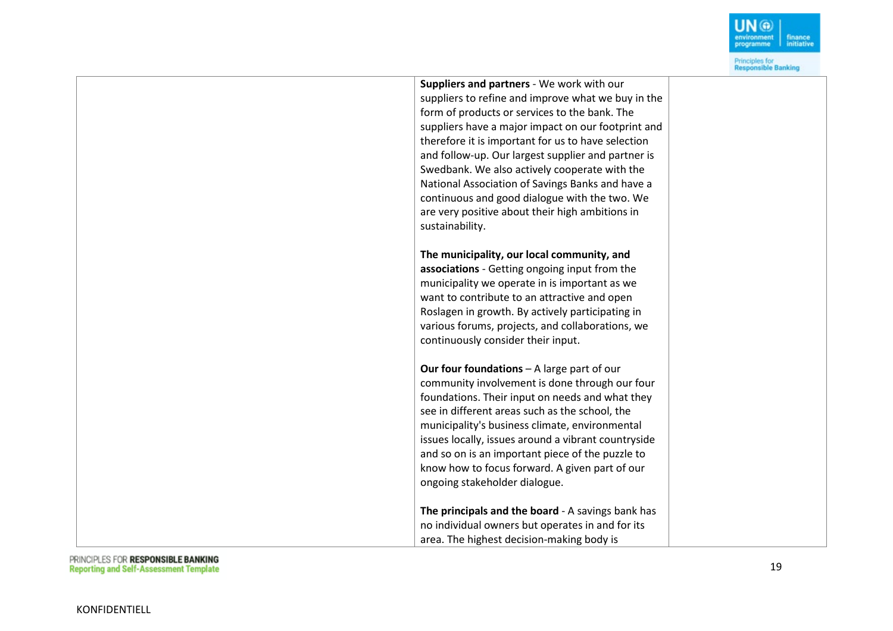| | | |
|---|---|---|
| | **Suppliers and partners** - We work with our suppliers to refine and improve what we buy in the form of products or services to the bank. The suppliers have a major impact on our footprint and therefore it is important for us to have selection and follow-up. Our largest supplier and partner is Swedbank. We also actively cooperate with the National Association of Savings Banks and have a continuous and good dialogue with the two. We are very positive about their high ambitions in sustainability.<br><br>**The municipality, our local community, and associations** - Getting ongoing input from the municipality we operate in is important as we want to contribute to an attractive and open Roslagen in growth. By actively participating in various forums, projects, and collaborations, we continuously consider their input.<br><br>**Our four foundations** – A large part of our community involvement is done through our four foundations. Their input on needs and what they see in different areas such as the school, the municipality's business climate, environmental issues locally, issues around a vibrant countryside and so on is an important piece of the puzzle to know how to focus forward. A given part of our ongoing stakeholder dialogue.<br><br>**The principals and the board** - A savings bank has no individual owners but operates in and for its area. The highest decision-making body is | |

KONFIDENTIELL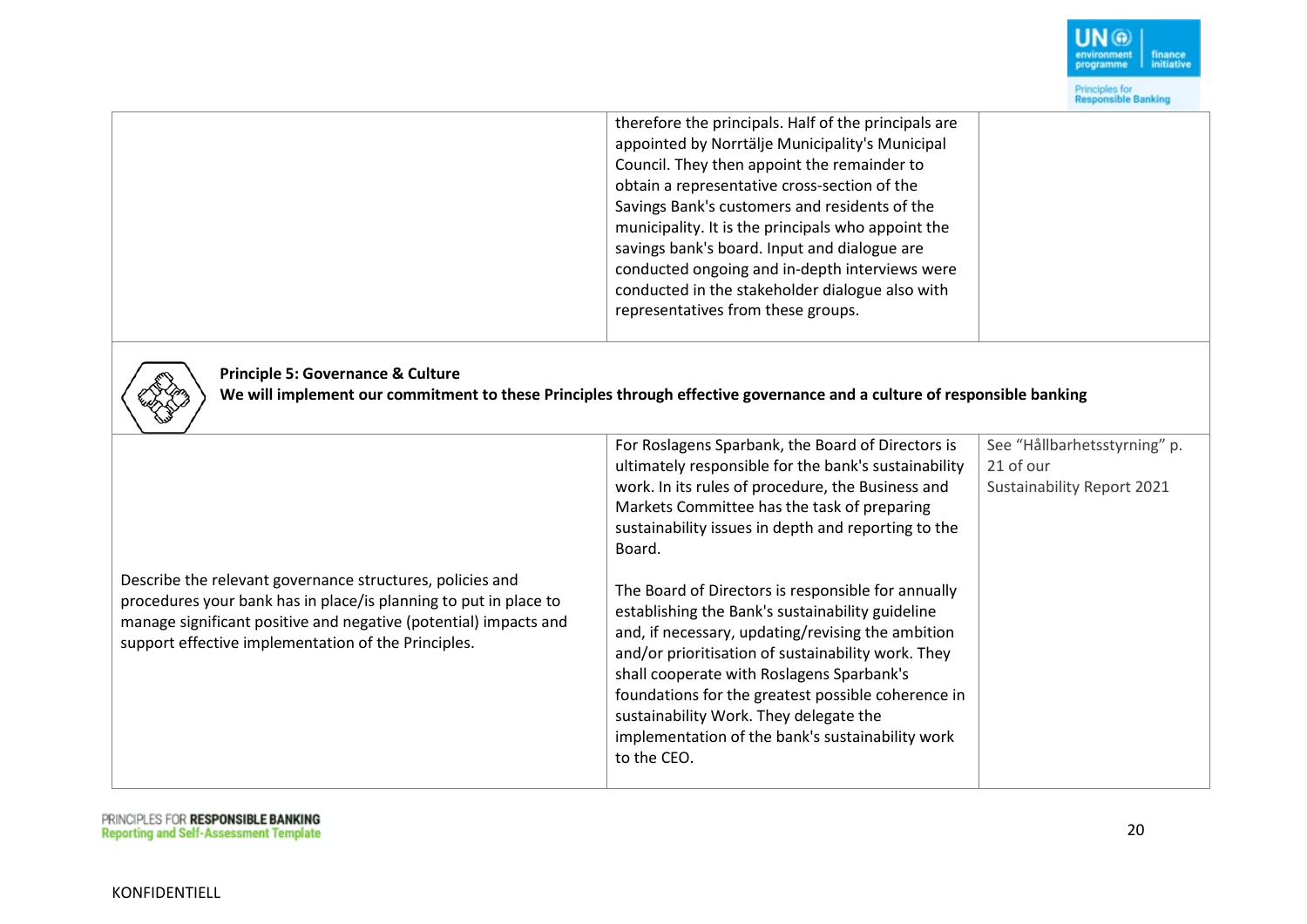| | | |
|---|---|---|
| | therefore the principals. Half of the principals are appointed by Norrtälje Municipality's Municipal Council. They then appoint the remainder to obtain a representative cross-section of the Savings Bank's customers and residents of the municipality. It is the principals who appoint the savings bank's board. Input and dialogue are conducted ongoing and in-depth interviews were conducted in the stakeholder dialogue also with representatives from these groups. | |

**Principle 5: Governance & Culture**
**We will implement our commitment to these Principles through effective governance and a culture of responsible banking**

| | | |
|---|---|---|
| Describe the relevant governance structures, policies and procedures your bank has in place/is planning to put in place to manage significant positive and negative (potential) impacts and support effective implementation of the Principles. | For Roslagens Sparbank, the Board of Directors is ultimately responsible for the bank's sustainability work. In its rules of procedure, the Business and Markets Committee has the task of preparing sustainability issues in depth and reporting to the Board.<br><br>The Board of Directors is responsible for annually establishing the Bank's sustainability guideline and, if necessary, updating/revising the ambition and/or prioritisation of sustainability work. They shall cooperate with Roslagens Sparbank's foundations for the greatest possible coherence in sustainability Work. They delegate the implementation of the bank's sustainability work to the CEO. | See "Hållbarhetsstyrning" p. 21 of our Sustainability Report 2021 |

KONFIDENTIELL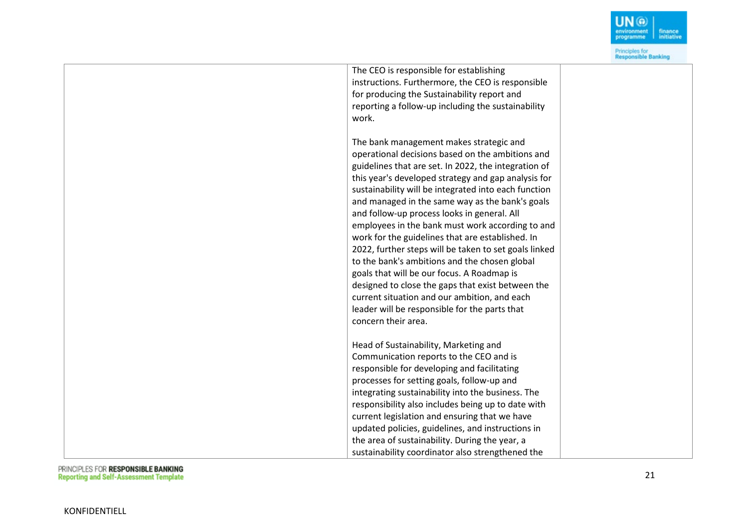| | | |
|---|---|---|
| | The CEO is responsible for establishing instructions. Furthermore, the CEO is responsible for producing the Sustainability report and reporting a follow-up including the sustainability work.<br><br>The bank management makes strategic and operational decisions based on the ambitions and guidelines that are set. In 2022, the integration of this year's developed strategy and gap analysis for sustainability will be integrated into each function and managed in the same way as the bank's goals and follow-up process looks in general. All employees in the bank must work according to and work for the guidelines that are established. In 2022, further steps will be taken to set goals linked to the bank's ambitions and the chosen global goals that will be our focus. A Roadmap is designed to close the gaps that exist between the current situation and our ambition, and each leader will be responsible for the parts that concern their area.<br><br>Head of Sustainability, Marketing and Communication reports to the CEO and is responsible for developing and facilitating processes for setting goals, follow-up and integrating sustainability into the business. The responsibility also includes being up to date with current legislation and ensuring that we have updated policies, guidelines, and instructions in the area of sustainability. During the year, a sustainability coordinator also strengthened the | |

KONFIDENTIELL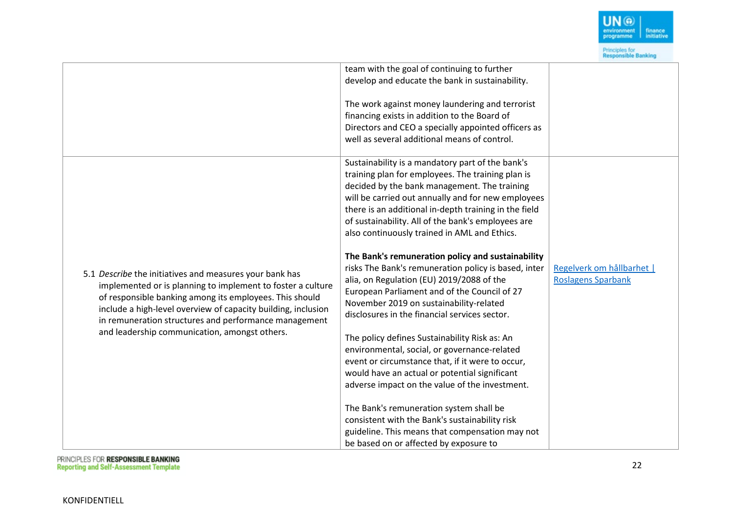| | | |
|---|---|---|
| | team with the goal of continuing to further develop and educate the bank in sustainability.<br><br>The work against money laundering and terrorist financing exists in addition to the Board of Directors and CEO a specially appointed officers as well as several additional means of control. | |
| 5.1 *Describe* the initiatives and measures your bank has implemented or is planning to implement to foster a culture of responsible banking among its employees. This should include a high-level overview of capacity building, inclusion in remuneration structures and performance management and leadership communication, amongst others. | Sustainability is a mandatory part of the bank's training plan for employees. The training plan is decided by the bank management. The training will be carried out annually and for new employees there is an additional in-depth training in the field of sustainability. All of the bank's employees are also continuously trained in AML and Ethics.<br><br>**The Bank's remuneration policy and sustainability** risks The Bank's remuneration policy is based, inter alia, on Regulation (EU) 2019/2088 of the European Parliament and of the Council of 27 November 2019 on sustainability-related disclosures in the financial services sector.<br><br>The policy defines Sustainability Risk as: An environmental, social, or governance-related event or circumstance that, if it were to occur, would have an actual or potential significant adverse impact on the value of the investment.<br><br>The Bank's remuneration system shall be consistent with the Bank's sustainability risk guideline. This means that compensation may not be based on or affected by exposure to | Regelverk om hållbarhet \| Roslagens Sparbank |

KONFIDENTIELL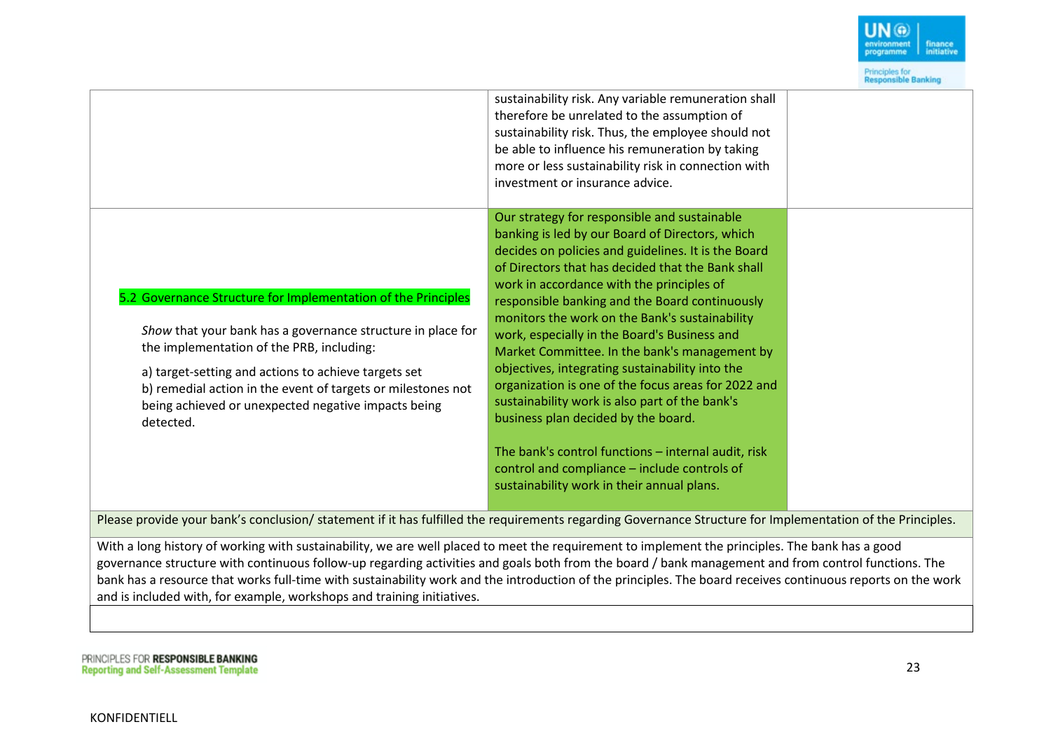| | | |
|---|---|---|
| | sustainability risk. Any variable remuneration shall therefore be unrelated to the assumption of sustainability risk. Thus, the employee should not be able to influence his remuneration by taking more or less sustainability risk in connection with investment or insurance advice. | |
| 5.2 Governance Structure for Implementation of the Principles<br><br>*Show* that your bank has a governance structure in place for the implementation of the PRB, including:<br><br>a) target-setting and actions to achieve targets set<br>b) remedial action in the event of targets or milestones not being achieved or unexpected negative impacts being detected. | Our strategy for responsible and sustainable banking is led by our Board of Directors, which decides on policies and guidelines. It is the Board of Directors that has decided that the Bank shall work in accordance with the principles of responsible banking and the Board continuously monitors the work on the Bank's sustainability work, especially in the Board's Business and Market Committee. In the bank's management by objectives, integrating sustainability into the organization is one of the focus areas for 2022 and sustainability work is also part of the bank's business plan decided by the board.<br><br>The bank's control functions – internal audit, risk control and compliance – include controls of sustainability work in their annual plans. | |

Please provide your bank's conclusion/ statement if it has fulfilled the requirements regarding Governance Structure for Implementation of the Principles.

With a long history of working with sustainability, we are well placed to meet the requirement to implement the principles. The bank has a good governance structure with continuous follow-up regarding activities and goals both from the board / bank management and from control functions. The bank has a resource that works full-time with sustainability work and the introduction of the principles. The board receives continuous reports on the work and is included with, for example, workshops and training initiatives.

KONFIDENTIELL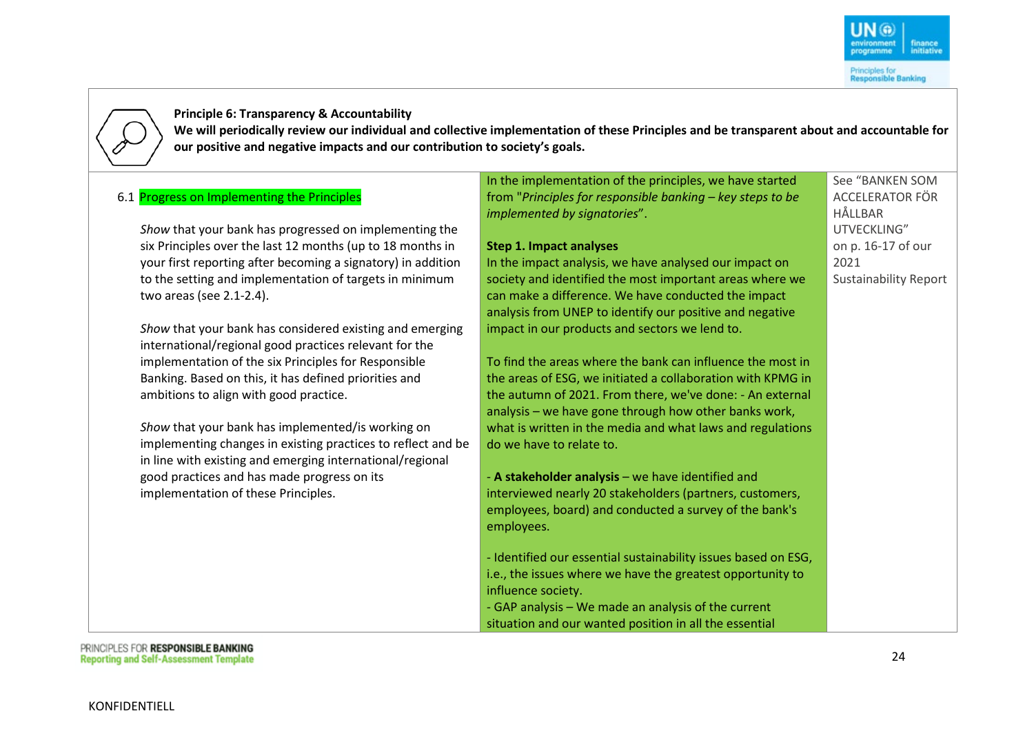**Principle 6: Transparency & Accountability**

**We will periodically review our individual and collective implementation of these Principles and be transparent about and accountable for our positive and negative impacts and our contribution to society's goals.**

| | | |
|---|---|---|
| 6.1 Progress on Implementing the Principles<br><br>*Show* that your bank has progressed on implementing the six Principles over the last 12 months (up to 18 months in your first reporting after becoming a signatory) in addition to the setting and implementation of targets in minimum two areas (see 2.1-2.4).<br><br>*Show* that your bank has considered existing and emerging international/regional good practices relevant for the implementation of the six Principles for Responsible Banking. Based on this, it has defined priorities and ambitions to align with good practice.<br><br>*Show* that your bank has implemented/is working on implementing changes in existing practices to reflect and be in line with existing and emerging international/regional good practices and has made progress on its implementation of these Principles. | In the implementation of the principles, we have started from "*Principles for responsible banking – key steps to be implemented by signatories*".<br><br>**Step 1. Impact analyses**<br>In the impact analysis, we have analysed our impact on society and identified the most important areas where we can make a difference. We have conducted the impact analysis from UNEP to identify our positive and negative impact in our products and sectors we lend to.<br><br>To find the areas where the bank can influence the most in the areas of ESG, we initiated a collaboration with KPMG in the autumn of 2021. From there, we've done: - An external analysis – we have gone through how other banks work, what is written in the media and what laws and regulations do we have to relate to.<br><br>- **A stakeholder analysis** – we have identified and interviewed nearly 20 stakeholders (partners, customers, employees, board) and conducted a survey of the bank's employees.<br><br>- Identified our essential sustainability issues based on ESG, i.e., the issues where we have the greatest opportunity to influence society.<br>- GAP analysis – We made an analysis of the current situation and our wanted position in all the essential | See "BANKEN SOM ACCELERATOR FÖR HÅLLBAR UTVECKLING" on p. 16-17 of our 2021 Sustainability Report |

KONFIDENTIELL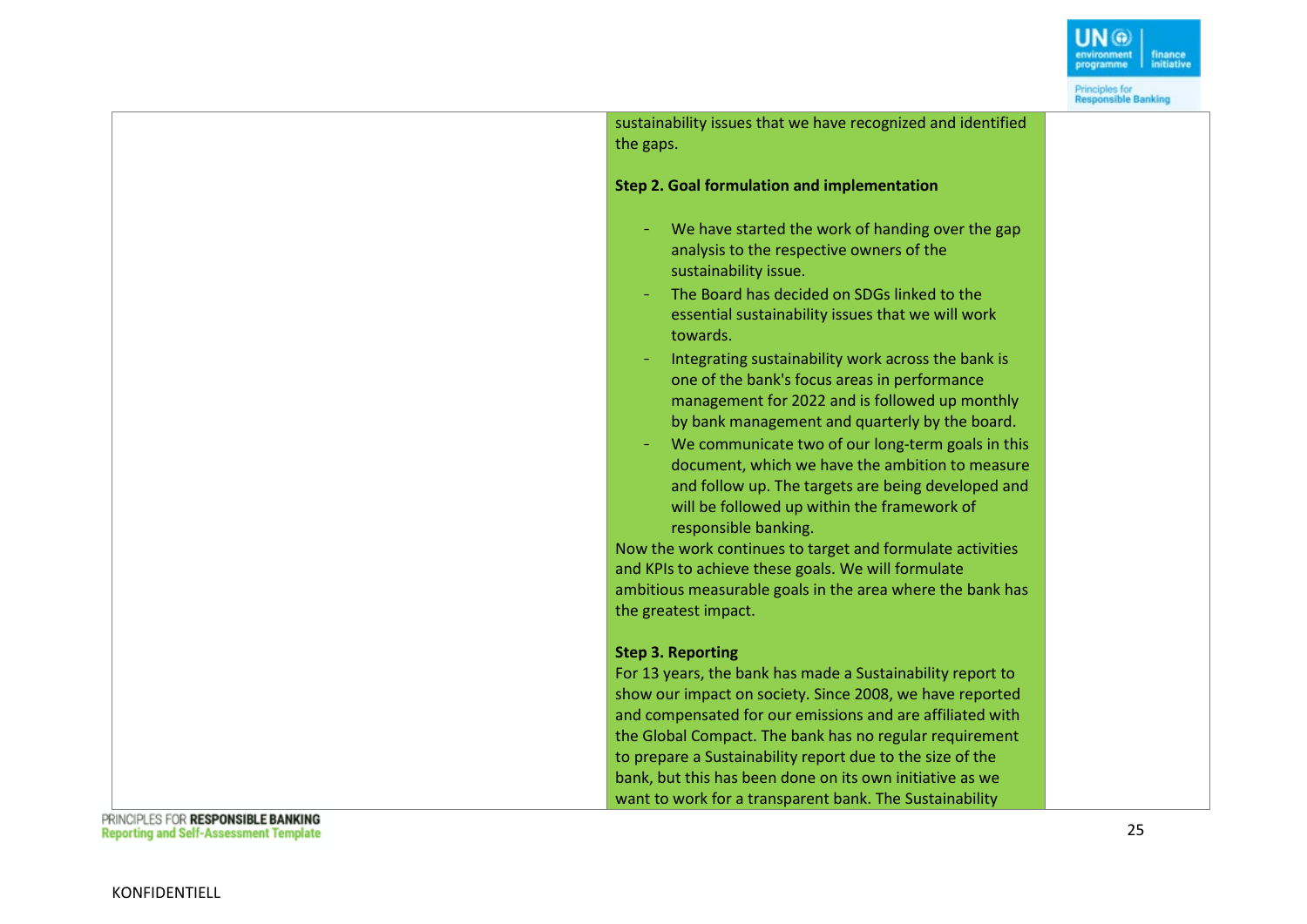sustainability issues that we have recognized and identified the gaps.

**Step 2. Goal formulation and implementation**

- We have started the work of handing over the gap analysis to the respective owners of the sustainability issue.
- The Board has decided on SDGs linked to the essential sustainability issues that we will work towards.
- Integrating sustainability work across the bank is one of the bank's focus areas in performance management for 2022 and is followed up monthly by bank management and quarterly by the board.
- We communicate two of our long-term goals in this document, which we have the ambition to measure and follow up. The targets are being developed and will be followed up within the framework of responsible banking.

Now the work continues to target and formulate activities and KPIs to achieve these goals. We will formulate ambitious measurable goals in the area where the bank has the greatest impact.

**Step 3. Reporting**

For 13 years, the bank has made a Sustainability report to show our impact on society. Since 2008, we have reported and compensated for our emissions and are affiliated with the Global Compact. The bank has no regular requirement to prepare a Sustainability report due to the size of the bank, but this has been done on its own initiative as we want to work for a transparent bank. The Sustainability

KONFIDENTIELL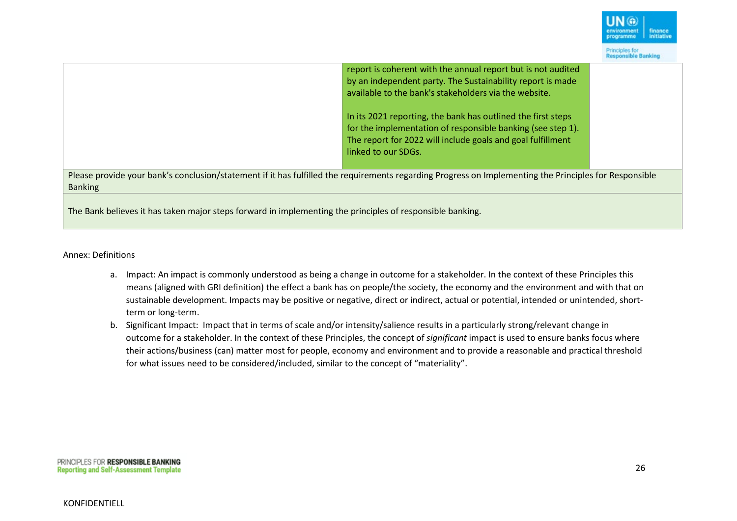| | | |
|---|---|---|
| | report is coherent with the annual report but is not audited by an independent party. The Sustainability report is made available to the bank's stakeholders via the website.<br><br>In its 2021 reporting, the bank has outlined the first steps for the implementation of responsible banking (see step 1). The report for 2022 will include goals and goal fulfillment linked to our SDGs. | |
| Please provide your bank's conclusion/statement if it has fulfilled the requirements regarding Progress on Implementing the Principles for Responsible Banking | | |
| The Bank believes it has taken major steps forward in implementing the principles of responsible banking. | | |

Annex: Definitions

a. Impact: An impact is commonly understood as being a change in outcome for a stakeholder. In the context of these Principles this means (aligned with GRI definition) the effect a bank has on people/the society, the economy and the environment and with that on sustainable development. Impacts may be positive or negative, direct or indirect, actual or potential, intended or unintended, short-term or long-term.
b. Significant Impact: Impact that in terms of scale and/or intensity/salience results in a particularly strong/relevant change in outcome for a stakeholder. In the context of these Principles, the concept of *significant* impact is used to ensure banks focus where their actions/business (can) matter most for people, economy and environment and to provide a reasonable and practical threshold for what issues need to be considered/included, similar to the concept of "materiality".

KONFIDENTIELL